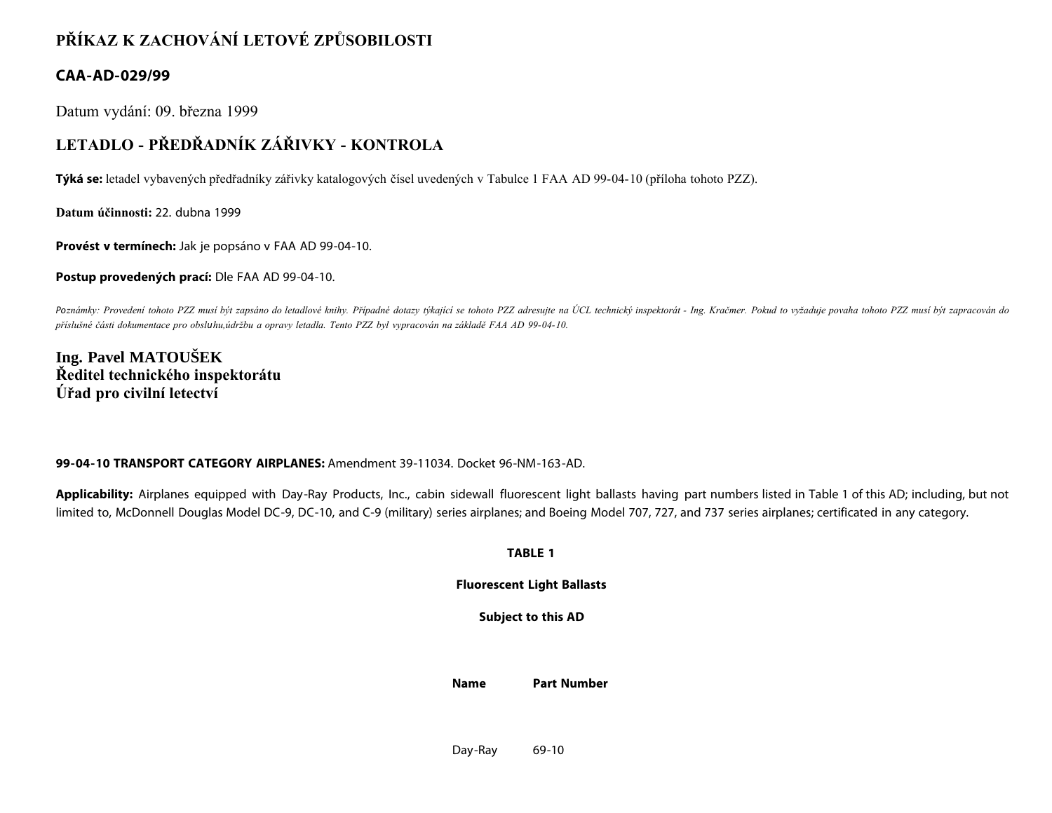# PŘÍKAZ K ZACHOVÁNÍ LETOVÉ ZPŮSOBILOSTI

## CAA-AD-029/99

Datum vydání: 09. března 1999

## LETADLO - PŘEDŘADNÍK ZÁŘIVKY - KONTROLA

**Týká se:** letadel vybavených předřadníky zářivky katalogových čísel uvedených v Tabulce 1 FAA AD 99-04-10 (příloha tohoto PZZ).

**Datum účinnosti:** 22. dubna 1999

**Provést v termínech:** Jak je popsáno v FAA AD 99-04-10.

**Postup provedených prací:** Dle FAA AD 99-04-10.

*Poznámky: Provedení tohoto PZZ musí být zapsáno do letadlové knihy. Případné dotazy týkající se tohoto PZZ adresujte na ÚCL technický inspektorát - Ing. Kračmer. Pokud to vyžaduje povaha tohoto PZZ musí být zapracován do příslušné části dokumentace pro obsluhu,údržbu a opravy letadla. Tento PZZ byl vypracován na základě FAA AD 99-04-10.*

**Ing. Pavel MATOUŠEK**
**Ředitel technického inspektorátu**
**Úřad pro civilní letectví**

**99-04-10 TRANSPORT CATEGORY AIRPLANES:** Amendment 39-11034. Docket 96-NM-163-AD.

**Applicability:** Airplanes equipped with Day-Ray Products, Inc., cabin sidewall fluorescent light ballasts having part numbers listed in Table 1 of this AD; including, but not limited to, McDonnell Douglas Model DC-9, DC-10, and C-9 (military) series airplanes; and Boeing Model 707, 727, and 737 series airplanes; certificated in any category.

**TABLE 1**

**Fluorescent Light Ballasts**

**Subject to this AD**

| Name | Part Number |
| --- | --- |
| Day-Ray | 69-10 |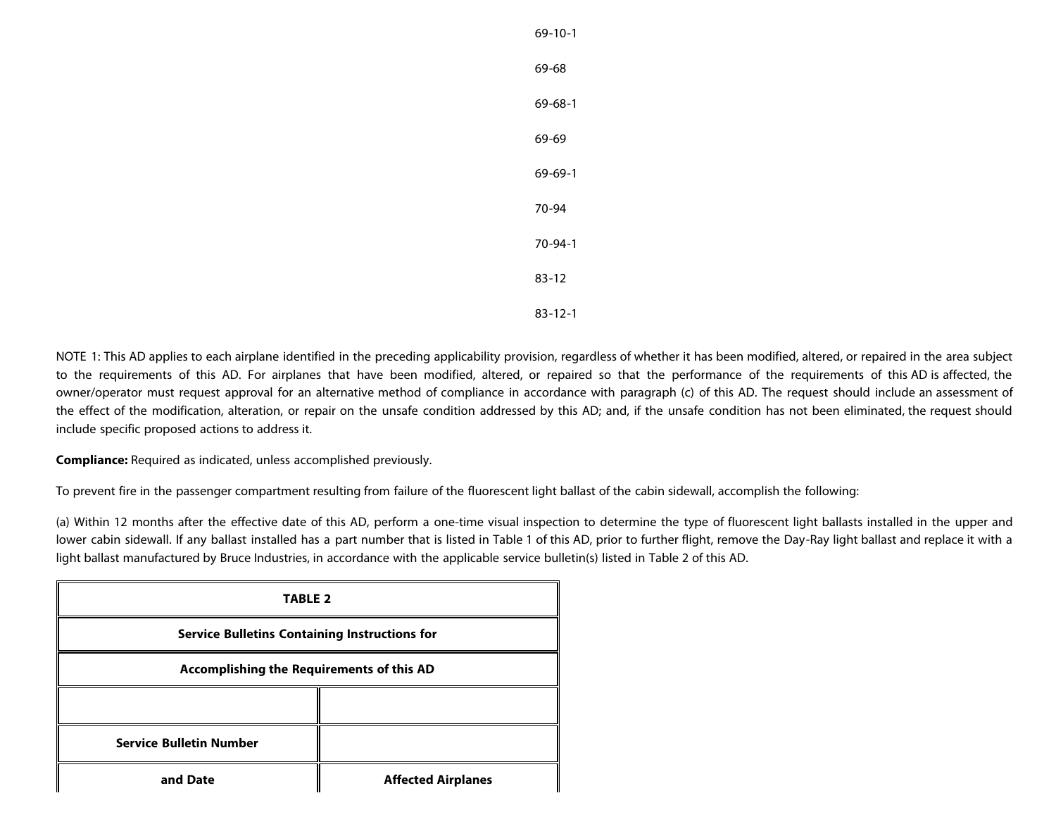69-10-1

69-68

69-68-1

69-69

69-69-1

70-94

70-94-1

83-12

83-12-1

NOTE 1: This AD applies to each airplane identified in the preceding applicability provision, regardless of whether it has been modified, altered, or repaired in the area subject to the requirements of this AD. For airplanes that have been modified, altered, or repaired so that the performance of the requirements of this AD is affected, the owner/operator must request approval for an alternative method of compliance in accordance with paragraph (c) of this AD. The request should include an assessment of the effect of the modification, alteration, or repair on the unsafe condition addressed by this AD; and, if the unsafe condition has not been eliminated, the request should include specific proposed actions to address it.

**Compliance:** Required as indicated, unless accomplished previously.

To prevent fire in the passenger compartment resulting from failure of the fluorescent light ballast of the cabin sidewall, accomplish the following:

(a) Within 12 months after the effective date of this AD, perform a one-time visual inspection to determine the type of fluorescent light ballasts installed in the upper and lower cabin sidewall. If any ballast installed has a part number that is listed in Table 1 of this AD, prior to further flight, remove the Day-Ray light ballast and replace it with a light ballast manufactured by Bruce Industries, in accordance with the applicable service bulletin(s) listed in Table 2 of this AD.

| **TABLE 2** | |
|---|---|
| **Service Bulletins Containing Instructions for** | |
| **Accomplishing the Requirements of this AD** | |
| | |
| **Service Bulletin Number** | |
| **and Date** | **Affected Airplanes** |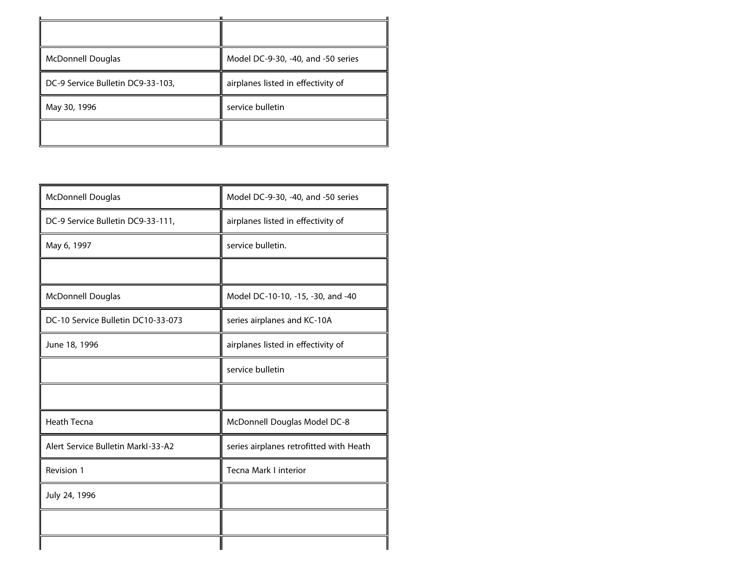| | |
|---|---|
| | |
| McDonnell Douglas | Model DC-9-30, -40, and -50 series |
| DC-9 Service Bulletin DC9-33-103, | airplanes listed in effectivity of |
| May 30, 1996 | service bulletin |
| | |

| | |
|---|---|
| McDonnell Douglas | Model DC-9-30, -40, and -50 series |
| DC-9 Service Bulletin DC9-33-111, | airplanes listed in effectivity of |
| May 6, 1997 | service bulletin. |
| | |
| McDonnell Douglas | Model DC-10-10, -15, -30, and -40 |
| DC-10 Service Bulletin DC10-33-073 | series airplanes and KC-10A |
| June 18, 1996 | airplanes listed in effectivity of |
| | service bulletin |
| | |
| Heath Tecna | McDonnell Douglas Model DC-8 |
| Alert Service Bulletin MarkI-33-A2 | series airplanes retrofitted with Heath |
| Revision 1 | Tecna Mark I interior |
| July 24, 1996 | |
| | |
| | |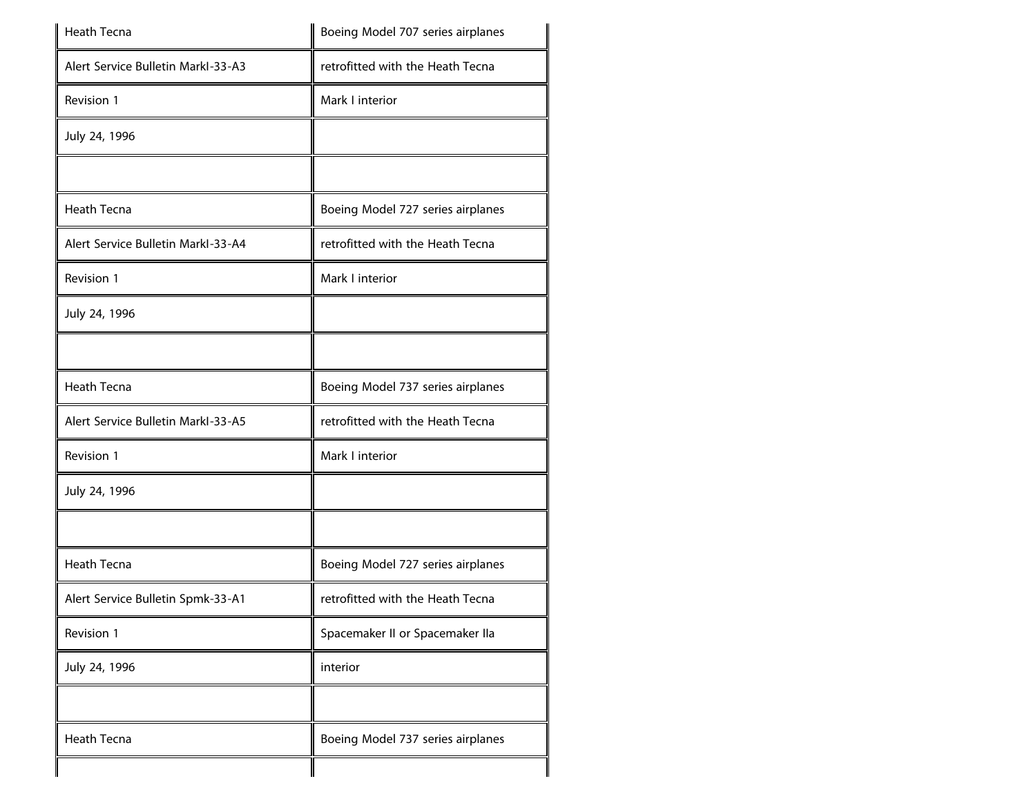| | |
|---|---|
| Heath Tecna | Boeing Model 707 series airplanes |
| Alert Service Bulletin MarkI-33-A3 | retrofitted with the Heath Tecna |
| Revision 1 | Mark I interior |
| July 24, 1996 | |
| | |
| Heath Tecna | Boeing Model 727 series airplanes |
| Alert Service Bulletin MarkI-33-A4 | retrofitted with the Heath Tecna |
| Revision 1 | Mark I interior |
| July 24, 1996 | |
| | |
| Heath Tecna | Boeing Model 737 series airplanes |
| Alert Service Bulletin MarkI-33-A5 | retrofitted with the Heath Tecna |
| Revision 1 | Mark I interior |
| July 24, 1996 | |
| | |
| Heath Tecna | Boeing Model 727 series airplanes |
| Alert Service Bulletin Spmk-33-A1 | retrofitted with the Heath Tecna |
| Revision 1 | Spacemaker II or Spacemaker IIa |
| July 24, 1996 | interior |
| | |
| Heath Tecna | Boeing Model 737 series airplanes |
| | |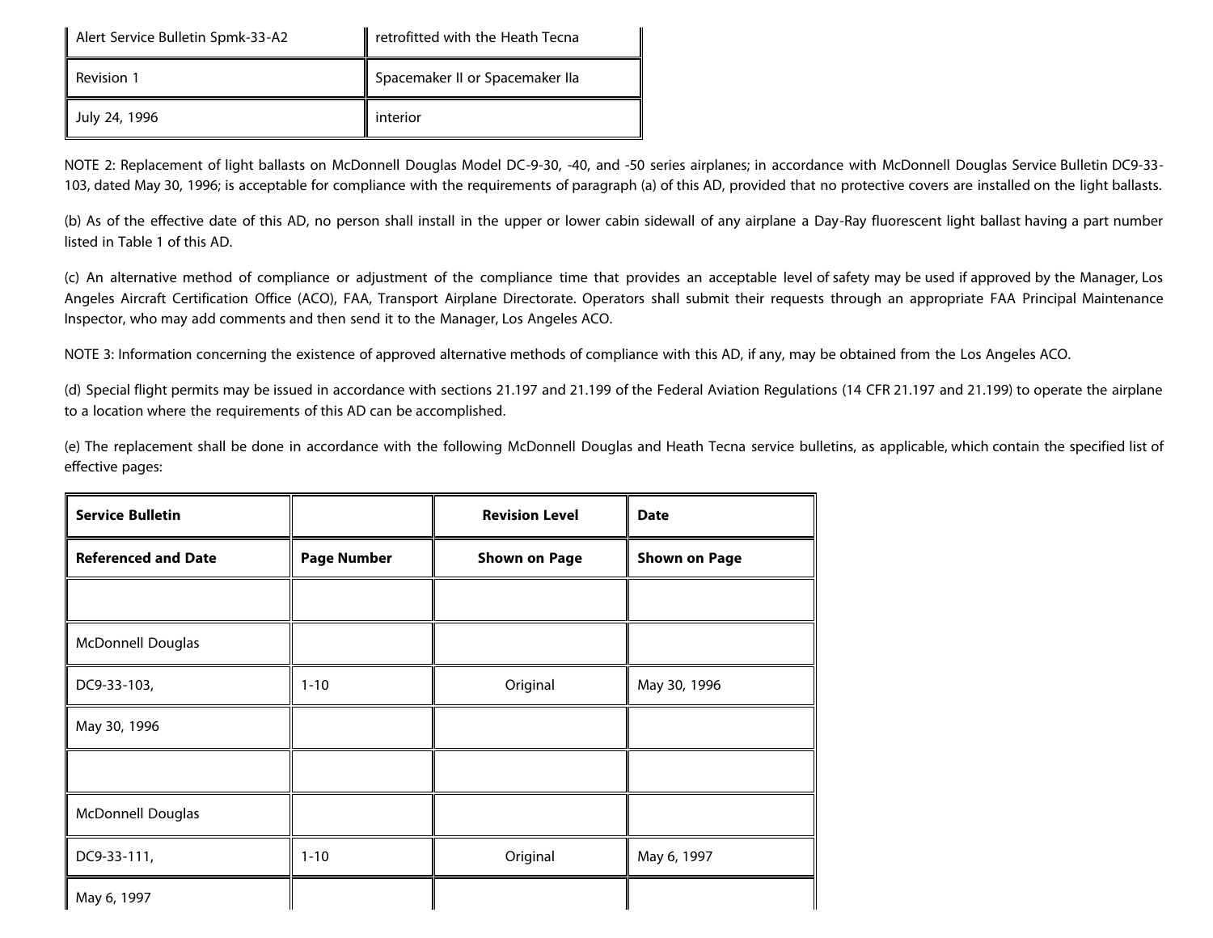| Alert Service Bulletin Spmk-33-A2 | retrofitted with the Heath Tecna |
| --- | --- |
| Revision 1 | Spacemaker II or Spacemaker IIa |
| July 24, 1996 | interior |

NOTE 2: Replacement of light ballasts on McDonnell Douglas Model DC-9-30, -40, and -50 series airplanes; in accordance with McDonnell Douglas Service Bulletin DC9-33-103, dated May 30, 1996; is acceptable for compliance with the requirements of paragraph (a) of this AD, provided that no protective covers are installed on the light ballasts.

(b) As of the effective date of this AD, no person shall install in the upper or lower cabin sidewall of any airplane a Day-Ray fluorescent light ballast having a part number listed in Table 1 of this AD.

(c) An alternative method of compliance or adjustment of the compliance time that provides an acceptable level of safety may be used if approved by the Manager, Los Angeles Aircraft Certification Office (ACO), FAA, Transport Airplane Directorate. Operators shall submit their requests through an appropriate FAA Principal Maintenance Inspector, who may add comments and then send it to the Manager, Los Angeles ACO.

NOTE 3: Information concerning the existence of approved alternative methods of compliance with this AD, if any, may be obtained from the Los Angeles ACO.

(d) Special flight permits may be issued in accordance with sections 21.197 and 21.199 of the Federal Aviation Regulations (14 CFR 21.197 and 21.199) to operate the airplane to a location where the requirements of this AD can be accomplished.

(e) The replacement shall be done in accordance with the following McDonnell Douglas and Heath Tecna service bulletins, as applicable, which contain the specified list of effective pages:

| **Service Bulletin** | | **Revision Level** | **Date** |
| --- | --- | --- | --- |
| **Referenced and Date** | **Page Number** | **Shown on Page** | **Shown on Page** |
| | | | |
| McDonnell Douglas | | | |
| DC9-33-103, | 1-10 | Original | May 30, 1996 |
| May 30, 1996 | | | |
| | | | |
| McDonnell Douglas | | | |
| DC9-33-111, | 1-10 | Original | May 6, 1997 |
| May 6, 1997 | | | |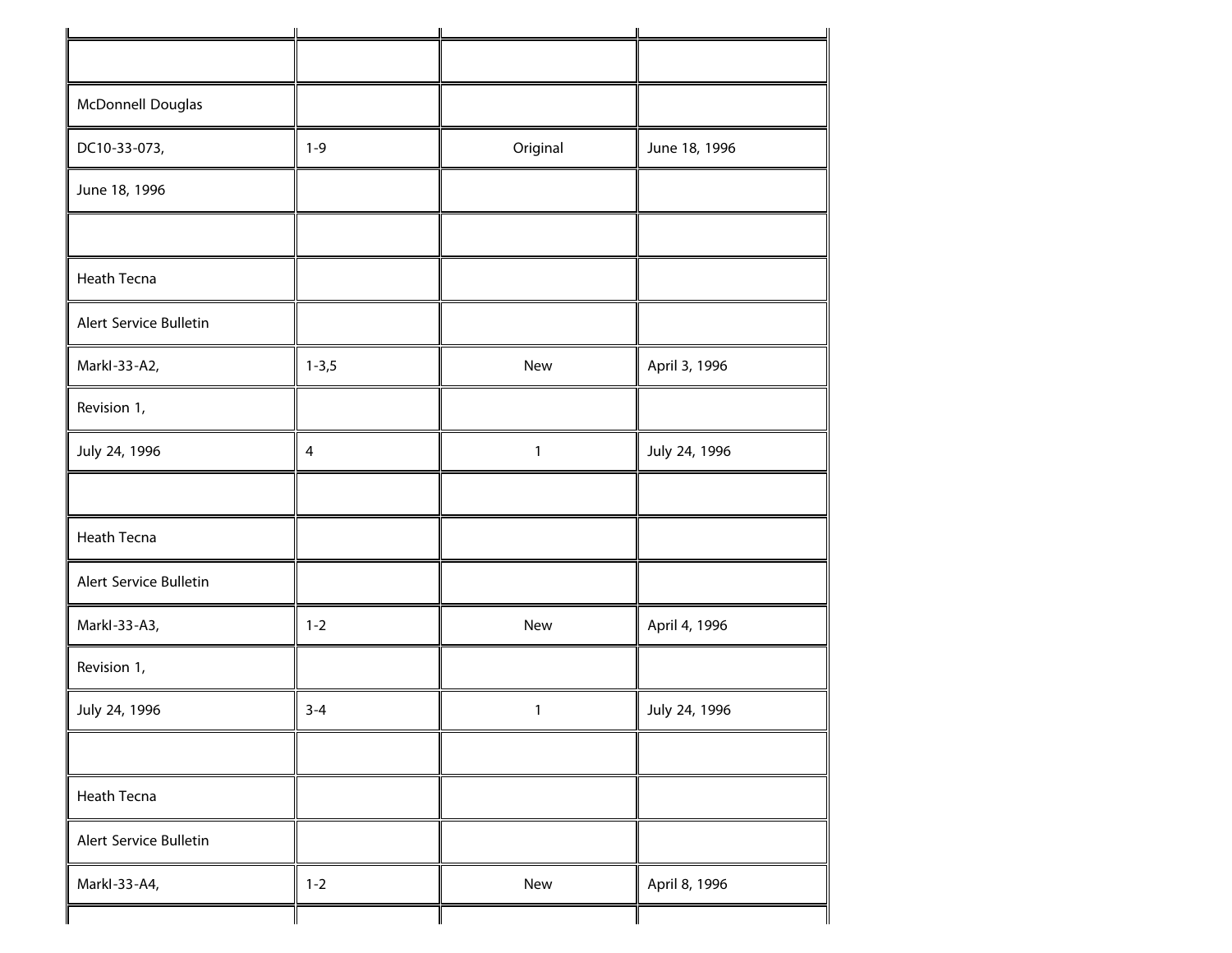| | | | |
|---|---|---|---|
| | | | |
| McDonnell Douglas | | | |
| DC10-33-073, | 1-9 | Original | June 18, 1996 |
| June 18, 1996 | | | |
| | | | |
| Heath Tecna | | | |
| Alert Service Bulletin | | | |
| MarkI-33-A2, | 1-3,5 | New | April 3, 1996 |
| Revision 1, | | | |
| July 24, 1996 | 4 | 1 | July 24, 1996 |
| | | | |
| Heath Tecna | | | |
| Alert Service Bulletin | | | |
| MarkI-33-A3, | 1-2 | New | April 4, 1996 |
| Revision 1, | | | |
| July 24, 1996 | 3-4 | 1 | July 24, 1996 |
| | | | |
| Heath Tecna | | | |
| Alert Service Bulletin | | | |
| MarkI-33-A4, | 1-2 | New | April 8, 1996 |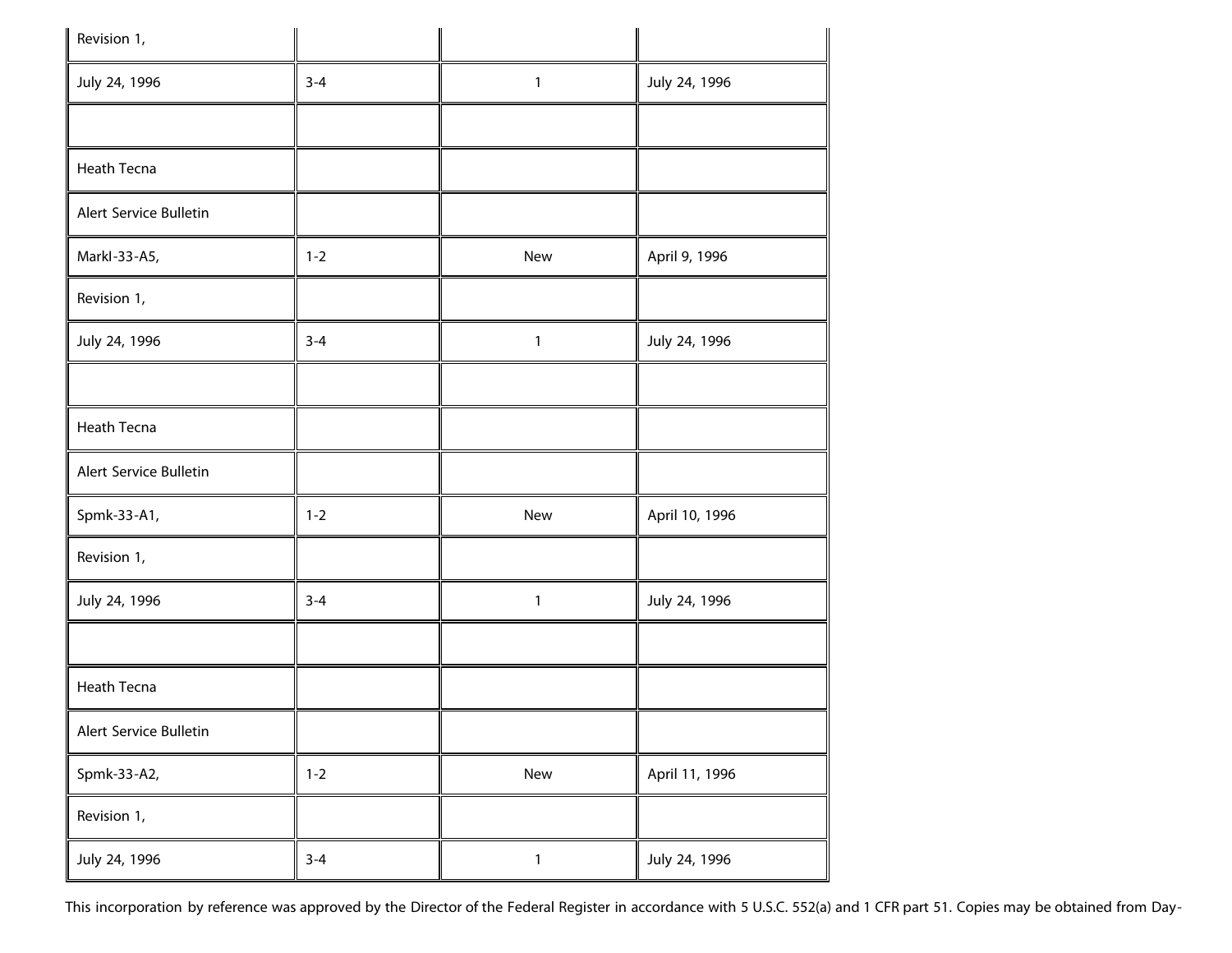| | | | |
|---|---|---|---|
| Revision 1, | | | |
| July 24, 1996 | 3-4 | 1 | July 24, 1996 |
| | | | |
| Heath Tecna | | | |
| Alert Service Bulletin | | | |
| MarkI-33-A5, | 1-2 | New | April 9, 1996 |
| Revision 1, | | | |
| July 24, 1996 | 3-4 | 1 | July 24, 1996 |
| | | | |
| Heath Tecna | | | |
| Alert Service Bulletin | | | |
| Spmk-33-A1, | 1-2 | New | April 10, 1996 |
| Revision 1, | | | |
| July 24, 1996 | 3-4 | 1 | July 24, 1996 |
| | | | |
| Heath Tecna | | | |
| Alert Service Bulletin | | | |
| Spmk-33-A2, | 1-2 | New | April 11, 1996 |
| Revision 1, | | | |
| July 24, 1996 | 3-4 | 1 | July 24, 1996 |

This incorporation by reference was approved by the Director of the Federal Register in accordance with 5 U.S.C. 552(a) and 1 CFR part 51. Copies may be obtained from Day-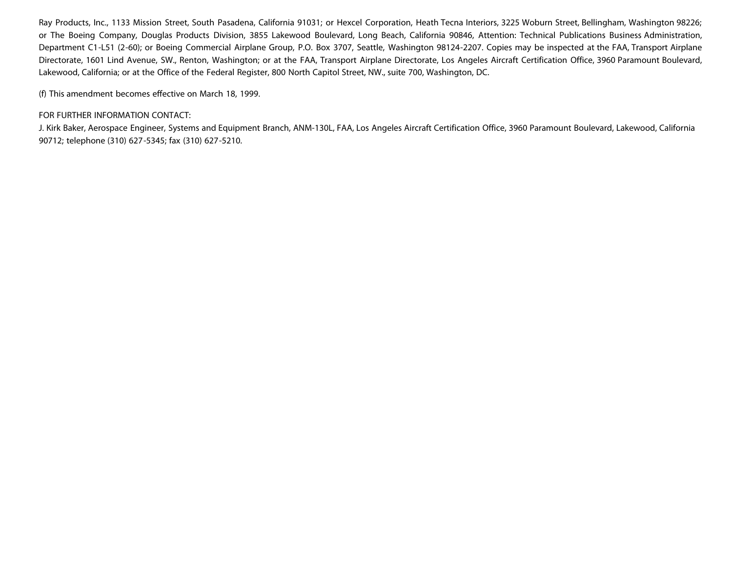Ray Products, Inc., 1133 Mission Street, South Pasadena, California 91031; or Hexcel Corporation, Heath Tecna Interiors, 3225 Woburn Street, Bellingham, Washington 98226; or The Boeing Company, Douglas Products Division, 3855 Lakewood Boulevard, Long Beach, California 90846, Attention: Technical Publications Business Administration, Department C1-L51 (2-60); or Boeing Commercial Airplane Group, P.O. Box 3707, Seattle, Washington 98124-2207. Copies may be inspected at the FAA, Transport Airplane Directorate, 1601 Lind Avenue, SW., Renton, Washington; or at the FAA, Transport Airplane Directorate, Los Angeles Aircraft Certification Office, 3960 Paramount Boulevard, Lakewood, California; or at the Office of the Federal Register, 800 North Capitol Street, NW., suite 700, Washington, DC.

(f) This amendment becomes effective on March 18, 1999.

FOR FURTHER INFORMATION CONTACT:

J. Kirk Baker, Aerospace Engineer, Systems and Equipment Branch, ANM-130L, FAA, Los Angeles Aircraft Certification Office, 3960 Paramount Boulevard, Lakewood, California 90712; telephone (310) 627-5345; fax (310) 627-5210.